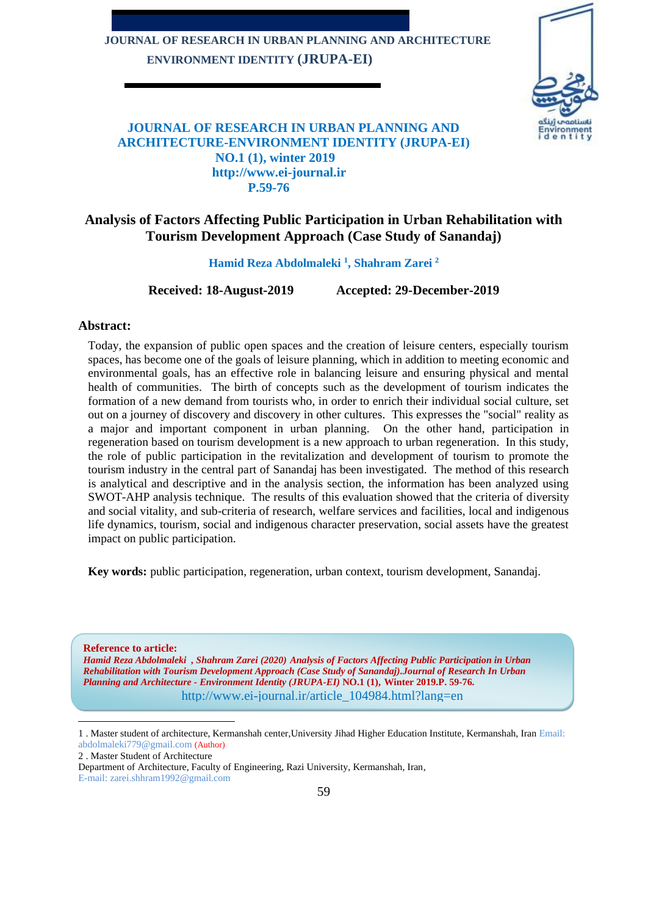# Analysis of Factors Affecting Public Participation in Urban Rehabilitation with Tourism Development Approach (Case Study of Sanandaj)

**Hamid Reza Abdolmaleki [1], Shahram Zarei [2]**

**Received: 18-August-2019** **Accepted: 29-December-2019**

## Abstract:

Today, the expansion of public open spaces and the creation of leisure centers, especially tourism spaces, has become one of the goals of leisure planning, which in addition to meeting economic and environmental goals, has an effective role in balancing leisure and ensuring physical and mental health of communities. The birth of concepts such as the development of tourism indicates the formation of a new demand from tourists who, in order to enrich their individual social culture, set out on a journey of discovery and discovery in other cultures. This expresses the "social" reality as a major and important component in urban planning. On the other hand, participation in regeneration based on tourism development is a new approach to urban regeneration. In this study, the role of public participation in the revitalization and development of tourism to promote the tourism industry in the central part of Sanandaj has been investigated. The method of this research is analytical and descriptive and in the analysis section, the information has been analyzed using SWOT-AHP analysis technique. The results of this evaluation showed that the criteria of diversity and social vitality, and sub-criteria of research, welfare services and facilities, local and indigenous life dynamics, tourism, social and indigenous character preservation, social assets have the greatest impact on public participation.

**Key words:** public participation, regeneration, urban context, tourism development, Sanandaj.

**Reference to article:**
***Hamid Reza Abdolmaleki , Shahram Zarei (2020) Analysis of Factors Affecting Public Participation in Urban Rehabilitation with Tourism Development Approach (Case Study of Sanandaj).Journal of Research In Urban Planning and Architecture - Environment Identity (JRUPA-EI)* NO.1 (1), Winter 2019.P. 59-76.**
http://www.ei-journal.ir/article_104984.html?lang=en

---

1 . Master student of architecture, Kermanshah center,University Jihad Higher Education Institute, Kermanshah, Iran Email: abdolmaleki779@gmail.com (Author)

2 . Master Student of Architecture
Department of Architecture, Faculty of Engineering, Razi University, Kermanshah, Iran,
E-mail: zarei.shhram1992@gmail.com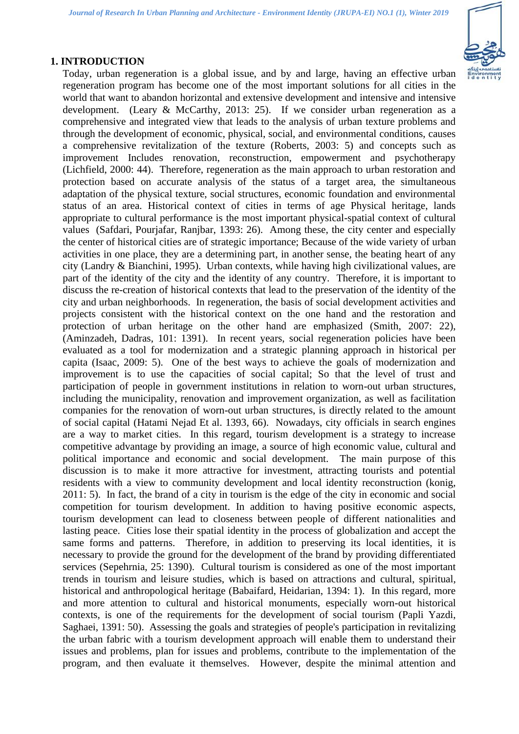## 1. INTRODUCTION

Today, urban regeneration is a global issue, and by and large, having an effective urban regeneration program has become one of the most important solutions for all cities in the world that want to abandon horizontal and extensive development and intensive and intensive development. (Leary & McCarthy, 2013: 25). If we consider urban regeneration as a comprehensive and integrated view that leads to the analysis of urban texture problems and through the development of economic, physical, social, and environmental conditions, causes a comprehensive revitalization of the texture (Roberts, 2003: 5) and concepts such as improvement Includes renovation, reconstruction, empowerment and psychotherapy (Lichfield, 2000: 44). Therefore, regeneration as the main approach to urban restoration and protection based on accurate analysis of the status of a target area, the simultaneous adaptation of the physical texture, social structures, economic foundation and environmental status of an area. Historical context of cities in terms of age Physical heritage, lands appropriate to cultural performance is the most important physical-spatial context of cultural values (Safdari, Pourjafar, Ranjbar, 1393: 26). Among these, the city center and especially the center of historical cities are of strategic importance; Because of the wide variety of urban activities in one place, they are a determining part, in another sense, the beating heart of any city (Landry & Bianchini, 1995). Urban contexts, while having high civilizational values, are part of the identity of the city and the identity of any country. Therefore, it is important to discuss the re-creation of historical contexts that lead to the preservation of the identity of the city and urban neighborhoods. In regeneration, the basis of social development activities and projects consistent with the historical context on the one hand and the restoration and protection of urban heritage on the other hand are emphasized (Smith, 2007: 22), (Aminzadeh, Dadras, 101: 1391). In recent years, social regeneration policies have been evaluated as a tool for modernization and a strategic planning approach in historical per capita (Isaac, 2009: 5). One of the best ways to achieve the goals of modernization and improvement is to use the capacities of social capital; So that the level of trust and participation of people in government institutions in relation to worn-out urban structures, including the municipality, renovation and improvement organization, as well as facilitation companies for the renovation of worn-out urban structures, is directly related to the amount of social capital (Hatami Nejad Et al. 1393, 66). Nowadays, city officials in search engines are a way to market cities. In this regard, tourism development is a strategy to increase competitive advantage by providing an image, a source of high economic value, cultural and political importance and economic and social development. The main purpose of this discussion is to make it more attractive for investment, attracting tourists and potential residents with a view to community development and local identity reconstruction (konig, 2011: 5). In fact, the brand of a city in tourism is the edge of the city in economic and social competition for tourism development. In addition to having positive economic aspects, tourism development can lead to closeness between people of different nationalities and lasting peace. Cities lose their spatial identity in the process of globalization and accept the same forms and patterns. Therefore, in addition to preserving its local identities, it is necessary to provide the ground for the development of the brand by providing differentiated services (Sepehrnia, 25: 1390). Cultural tourism is considered as one of the most important trends in tourism and leisure studies, which is based on attractions and cultural, spiritual, historical and anthropological heritage (Babaifard, Heidarian, 1394: 1). In this regard, more and more attention to cultural and historical monuments, especially worn-out historical contexts, is one of the requirements for the development of social tourism (Papli Yazdi, Saghaei, 1391: 50). Assessing the goals and strategies of people's participation in revitalizing the urban fabric with a tourism development approach will enable them to understand their issues and problems, plan for issues and problems, contribute to the implementation of the program, and then evaluate it themselves. However, despite the minimal attention and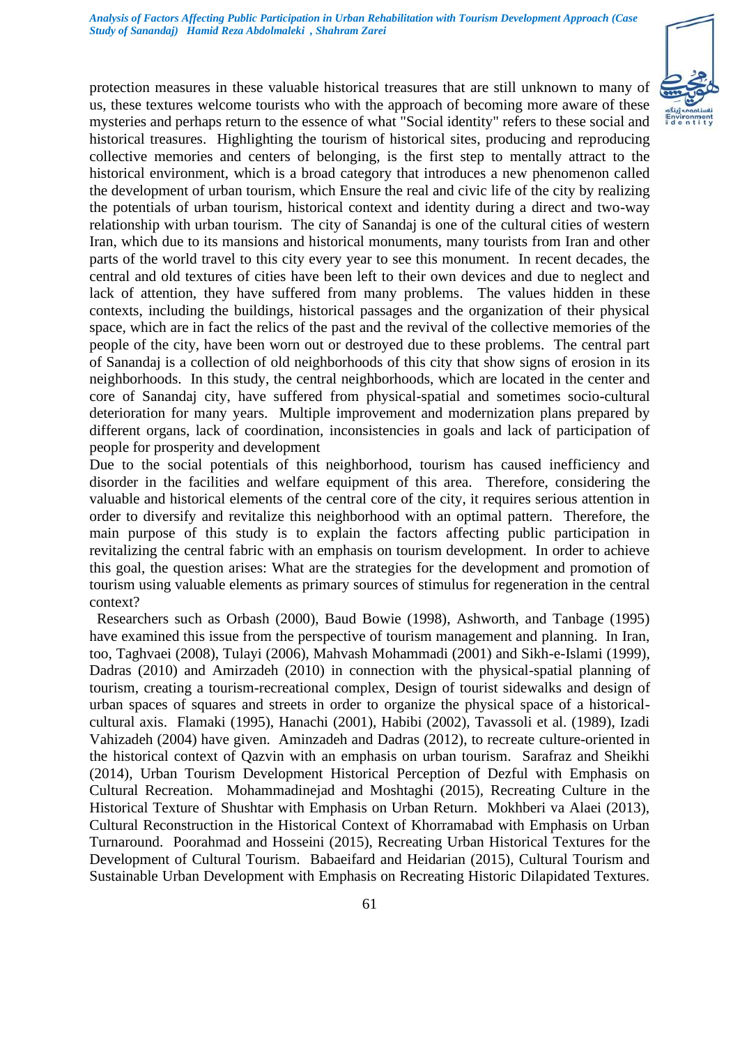protection measures in these valuable historical treasures that are still unknown to many of us, these textures welcome tourists who with the approach of becoming more aware of these mysteries and perhaps return to the essence of what "Social identity" refers to these social and historical treasures. Highlighting the tourism of historical sites, producing and reproducing collective memories and centers of belonging, is the first step to mentally attract to the historical environment, which is a broad category that introduces a new phenomenon called the development of urban tourism, which Ensure the real and civic life of the city by realizing the potentials of urban tourism, historical context and identity during a direct and two-way relationship with urban tourism. The city of Sanandaj is one of the cultural cities of western Iran, which due to its mansions and historical monuments, many tourists from Iran and other parts of the world travel to this city every year to see this monument. In recent decades, the central and old textures of cities have been left to their own devices and due to neglect and lack of attention, they have suffered from many problems. The values hidden in these contexts, including the buildings, historical passages and the organization of their physical space, which are in fact the relics of the past and the revival of the collective memories of the people of the city, have been worn out or destroyed due to these problems. The central part of Sanandaj is a collection of old neighborhoods of this city that show signs of erosion in its neighborhoods. In this study, the central neighborhoods, which are located in the center and core of Sanandaj city, have suffered from physical-spatial and sometimes socio-cultural deterioration for many years. Multiple improvement and modernization plans prepared by different organs, lack of coordination, inconsistencies in goals and lack of participation of people for prosperity and development

Due to the social potentials of this neighborhood, tourism has caused inefficiency and disorder in the facilities and welfare equipment of this area. Therefore, considering the valuable and historical elements of the central core of the city, it requires serious attention in order to diversify and revitalize this neighborhood with an optimal pattern. Therefore, the main purpose of this study is to explain the factors affecting public participation in revitalizing the central fabric with an emphasis on tourism development. In order to achieve this goal, the question arises: What are the strategies for the development and promotion of tourism using valuable elements as primary sources of stimulus for regeneration in the central context?

Researchers such as Orbash (2000), Baud Bowie (1998), Ashworth, and Tanbage (1995) have examined this issue from the perspective of tourism management and planning. In Iran, too, Taghvaei (2008), Tulayi (2006), Mahvash Mohammadi (2001) and Sikh-e-Islami (1999), Dadras (2010) and Amirzadeh (2010) in connection with the physical-spatial planning of tourism, creating a tourism-recreational complex, Design of tourist sidewalks and design of urban spaces of squares and streets in order to organize the physical space of a historical-cultural axis. Flamaki (1995), Hanachi (2001), Habibi (2002), Tavassoli et al. (1989), Izadi Vahizadeh (2004) have given. Aminzadeh and Dadras (2012), to recreate culture-oriented in the historical context of Qazvin with an emphasis on urban tourism. Sarafraz and Sheikhi (2014), Urban Tourism Development Historical Perception of Dezful with Emphasis on Cultural Recreation. Mohammadinejad and Moshtaghi (2015), Recreating Culture in the Historical Texture of Shushtar with Emphasis on Urban Return. Mokhberi va Alaei (2013), Cultural Reconstruction in the Historical Context of Khorramabad with Emphasis on Urban Turnaround. Poorahmad and Hosseini (2015), Recreating Urban Historical Textures for the Development of Cultural Tourism. Babaeifard and Heidarian (2015), Cultural Tourism and Sustainable Urban Development with Emphasis on Recreating Historic Dilapidated Textures.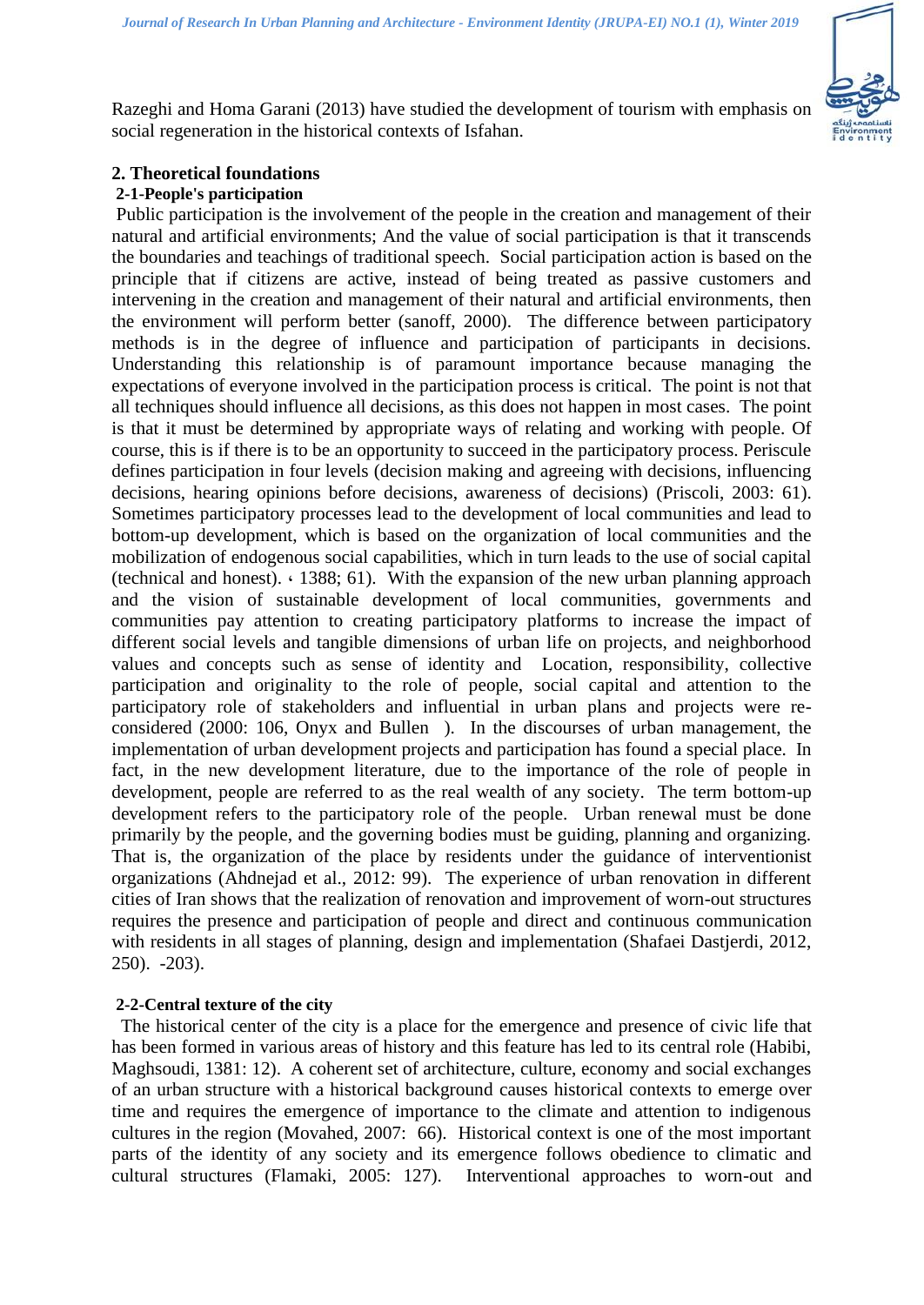Razeghi and Homa Garani (2013) have studied the development of tourism with emphasis on social regeneration in the historical contexts of Isfahan.

## 2. Theoretical foundations

### 2-1-People's participation

Public participation is the involvement of the people in the creation and management of their natural and artificial environments; And the value of social participation is that it transcends the boundaries and teachings of traditional speech. Social participation action is based on the principle that if citizens are active, instead of being treated as passive customers and intervening in the creation and management of their natural and artificial environments, then the environment will perform better (sanoff, 2000). The difference between participatory methods is in the degree of influence and participation of participants in decisions. Understanding this relationship is of paramount importance because managing the expectations of everyone involved in the participation process is critical. The point is not that all techniques should influence all decisions, as this does not happen in most cases. The point is that it must be determined by appropriate ways of relating and working with people. Of course, this is if there is to be an opportunity to succeed in the participatory process. Periscule defines participation in four levels (decision making and agreeing with decisions, influencing decisions, hearing opinions before decisions, awareness of decisions) (Priscoli, 2003: 61). Sometimes participatory processes lead to the development of local communities and lead to bottom-up development, which is based on the organization of local communities and the mobilization of endogenous social capabilities, which in turn leads to the use of social capital (technical and honest). ، 1388; 61). With the expansion of the new urban planning approach and the vision of sustainable development of local communities, governments and communities pay attention to creating participatory platforms to increase the impact of different social levels and tangible dimensions of urban life on projects, and neighborhood values and concepts such as sense of identity and Location, responsibility, collective participation and originality to the role of people, social capital and attention to the participatory role of stakeholders and influential in urban plans and projects were re-considered (2000: 106, Onyx and Bullen ). In the discourses of urban management, the implementation of urban development projects and participation has found a special place. In fact, in the new development literature, due to the importance of the role of people in development, people are referred to as the real wealth of any society. The term bottom-up development refers to the participatory role of the people. Urban renewal must be done primarily by the people, and the governing bodies must be guiding, planning and organizing. That is, the organization of the place by residents under the guidance of interventionist organizations (Ahdnejad et al., 2012: 99). The experience of urban renovation in different cities of Iran shows that the realization of renovation and improvement of worn-out structures requires the presence and participation of people and direct and continuous communication with residents in all stages of planning, design and implementation (Shafaei Dastjerdi, 2012, 250). -203).

### 2-2-Central texture of the city

The historical center of the city is a place for the emergence and presence of civic life that has been formed in various areas of history and this feature has led to its central role (Habibi, Maghsoudi, 1381: 12). A coherent set of architecture, culture, economy and social exchanges of an urban structure with a historical background causes historical contexts to emerge over time and requires the emergence of importance to the climate and attention to indigenous cultures in the region (Movahed, 2007: 66). Historical context is one of the most important parts of the identity of any society and its emergence follows obedience to climatic and cultural structures (Flamaki, 2005: 127). Interventional approaches to worn-out and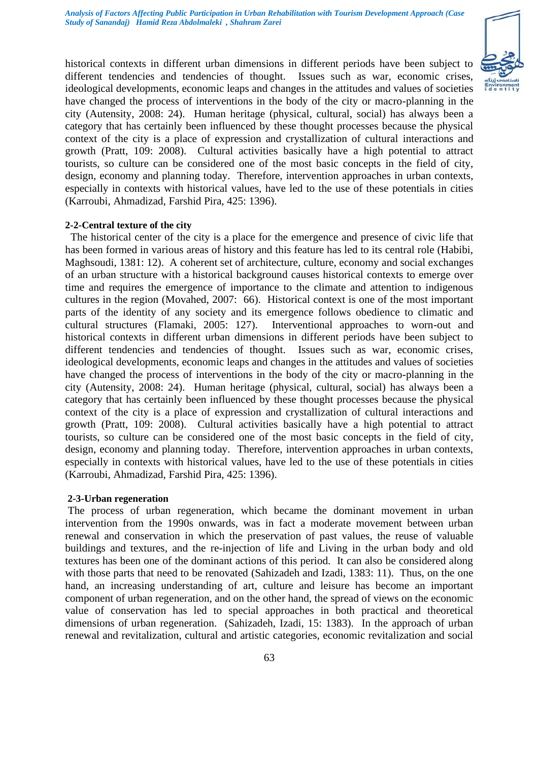historical contexts in different urban dimensions in different periods have been subject to different tendencies and tendencies of thought. Issues such as war, economic crises, ideological developments, economic leaps and changes in the attitudes and values of societies have changed the process of interventions in the body of the city or macro-planning in the city (Autensity, 2008: 24). Human heritage (physical, cultural, social) has always been a category that has certainly been influenced by these thought processes because the physical context of the city is a place of expression and crystallization of cultural interactions and growth (Pratt, 109: 2008). Cultural activities basically have a high potential to attract tourists, so culture can be considered one of the most basic concepts in the field of city, design, economy and planning today. Therefore, intervention approaches in urban contexts, especially in contexts with historical values, have led to the use of these potentials in cities (Karroubi, Ahmadizad, Farshid Pira, 425: 1396).

**2-2-Central texture of the city**

The historical center of the city is a place for the emergence and presence of civic life that has been formed in various areas of history and this feature has led to its central role (Habibi, Maghsoudi, 1381: 12). A coherent set of architecture, culture, economy and social exchanges of an urban structure with a historical background causes historical contexts to emerge over time and requires the emergence of importance to the climate and attention to indigenous cultures in the region (Movahed, 2007: 66). Historical context is one of the most important parts of the identity of any society and its emergence follows obedience to climatic and cultural structures (Flamaki, 2005: 127). Interventional approaches to worn-out and historical contexts in different urban dimensions in different periods have been subject to different tendencies and tendencies of thought. Issues such as war, economic crises, ideological developments, economic leaps and changes in the attitudes and values of societies have changed the process of interventions in the body of the city or macro-planning in the city (Autensity, 2008: 24). Human heritage (physical, cultural, social) has always been a category that has certainly been influenced by these thought processes because the physical context of the city is a place of expression and crystallization of cultural interactions and growth (Pratt, 109: 2008). Cultural activities basically have a high potential to attract tourists, so culture can be considered one of the most basic concepts in the field of city, design, economy and planning today. Therefore, intervention approaches in urban contexts, especially in contexts with historical values, have led to the use of these potentials in cities (Karroubi, Ahmadizad, Farshid Pira, 425: 1396).

**2-3-Urban regeneration**

The process of urban regeneration, which became the dominant movement in urban intervention from the 1990s onwards, was in fact a moderate movement between urban renewal and conservation in which the preservation of past values, the reuse of valuable buildings and textures, and the re-injection of life and Living in the urban body and old textures has been one of the dominant actions of this period. It can also be considered along with those parts that need to be renovated (Sahizadeh and Izadi, 1383: 11). Thus, on the one hand, an increasing understanding of art, culture and leisure has become an important component of urban regeneration, and on the other hand, the spread of views on the economic value of conservation has led to special approaches in both practical and theoretical dimensions of urban regeneration. (Sahizadeh, Izadi, 15: 1383). In the approach of urban renewal and revitalization, cultural and artistic categories, economic revitalization and social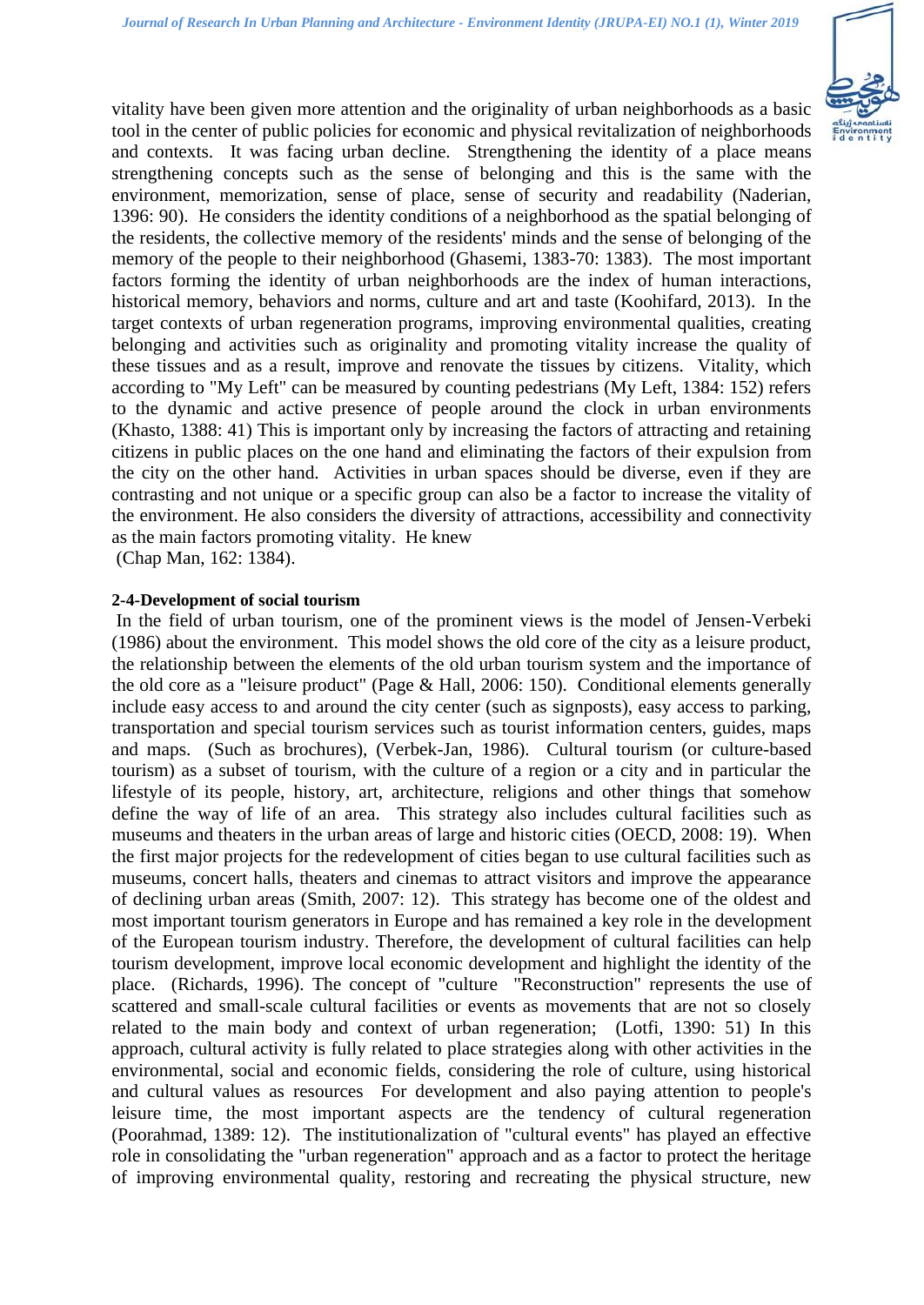vitality have been given more attention and the originality of urban neighborhoods as a basic tool in the center of public policies for economic and physical revitalization of neighborhoods and contexts. It was facing urban decline. Strengthening the identity of a place means strengthening concepts such as the sense of belonging and this is the same with the environment, memorization, sense of place, sense of security and readability (Naderian, 1396: 90). He considers the identity conditions of a neighborhood as the spatial belonging of the residents, the collective memory of the residents' minds and the sense of belonging of the memory of the people to their neighborhood (Ghasemi, 1383-70: 1383). The most important factors forming the identity of urban neighborhoods are the index of human interactions, historical memory, behaviors and norms, culture and art and taste (Koohifard, 2013). In the target contexts of urban regeneration programs, improving environmental qualities, creating belonging and activities such as originality and promoting vitality increase the quality of these tissues and as a result, improve and renovate the tissues by citizens. Vitality, which according to "My Left" can be measured by counting pedestrians (My Left, 1384: 152) refers to the dynamic and active presence of people around the clock in urban environments (Khasto, 1388: 41) This is important only by increasing the factors of attracting and retaining citizens in public places on the one hand and eliminating the factors of their expulsion from the city on the other hand. Activities in urban spaces should be diverse, even if they are contrasting and not unique or a specific group can also be a factor to increase the vitality of the environment. He also considers the diversity of attractions, accessibility and connectivity as the main factors promoting vitality. He knew
(Chap Man, 162: 1384).

**2-4-Development of social tourism**

In the field of urban tourism, one of the prominent views is the model of Jensen-Verbeki (1986) about the environment. This model shows the old core of the city as a leisure product, the relationship between the elements of the old urban tourism system and the importance of the old core as a "leisure product" (Page & Hall, 2006: 150). Conditional elements generally include easy access to and around the city center (such as signposts), easy access to parking, transportation and special tourism services such as tourist information centers, guides, maps and maps. (Such as brochures), (Verbek-Jan, 1986). Cultural tourism (or culture-based tourism) as a subset of tourism, with the culture of a region or a city and in particular the lifestyle of its people, history, art, architecture, religions and other things that somehow define the way of life of an area. This strategy also includes cultural facilities such as museums and theaters in the urban areas of large and historic cities (OECD, 2008: 19). When the first major projects for the redevelopment of cities began to use cultural facilities such as museums, concert halls, theaters and cinemas to attract visitors and improve the appearance of declining urban areas (Smith, 2007: 12). This strategy has become one of the oldest and most important tourism generators in Europe and has remained a key role in the development of the European tourism industry. Therefore, the development of cultural facilities can help tourism development, improve local economic development and highlight the identity of the place. (Richards, 1996). The concept of "culture "Reconstruction" represents the use of scattered and small-scale cultural facilities or events as movements that are not so closely related to the main body and context of urban regeneration; (Lotfi, 1390: 51) In this approach, cultural activity is fully related to place strategies along with other activities in the environmental, social and economic fields, considering the role of culture, using historical and cultural values as resources For development and also paying attention to people's leisure time, the most important aspects are the tendency of cultural regeneration (Poorahmad, 1389: 12). The institutionalization of "cultural events" has played an effective role in consolidating the "urban regeneration" approach and as a factor to protect the heritage of improving environmental quality, restoring and recreating the physical structure, new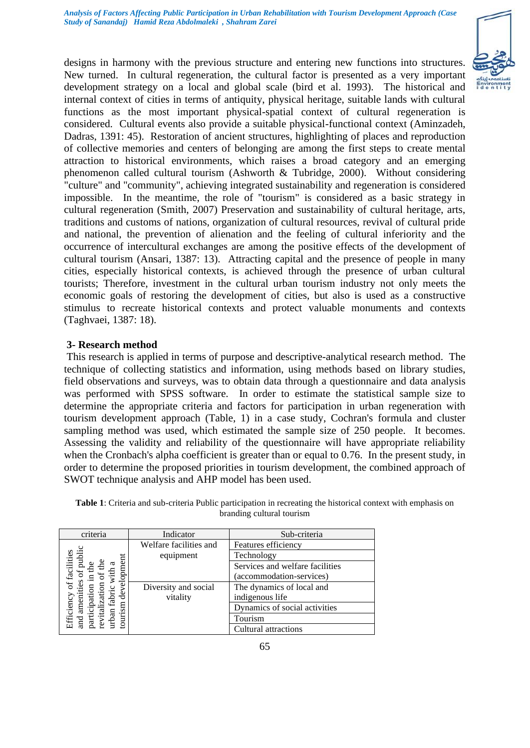designs in harmony with the previous structure and entering new functions into structures. New turned. In cultural regeneration, the cultural factor is presented as a very important development strategy on a local and global scale (bird et al. 1993). The historical and internal context of cities in terms of antiquity, physical heritage, suitable lands with cultural functions as the most important physical-spatial context of cultural regeneration is considered. Cultural events also provide a suitable physical-functional context (Aminzadeh, Dadras, 1391: 45). Restoration of ancient structures, highlighting of places and reproduction of collective memories and centers of belonging are among the first steps to create mental attraction to historical environments, which raises a broad category and an emerging phenomenon called cultural tourism (Ashworth & Tubridge, 2000). Without considering "culture" and "community", achieving integrated sustainability and regeneration is considered impossible. In the meantime, the role of "tourism" is considered as a basic strategy in cultural regeneration (Smith, 2007) Preservation and sustainability of cultural heritage, arts, traditions and customs of nations, organization of cultural resources, revival of cultural pride and national, the prevention of alienation and the feeling of cultural inferiority and the occurrence of intercultural exchanges are among the positive effects of the development of cultural tourism (Ansari, 1387: 13). Attracting capital and the presence of people in many cities, especially historical contexts, is achieved through the presence of urban cultural tourists; Therefore, investment in the cultural urban tourism industry not only meets the economic goals of restoring the development of cities, but also is used as a constructive stimulus to recreate historical contexts and protect valuable monuments and contexts (Taghvaei, 1387: 18).

## 3- Research method

This research is applied in terms of purpose and descriptive-analytical research method. The technique of collecting statistics and information, using methods based on library studies, field observations and surveys, was to obtain data through a questionnaire and data analysis was performed with SPSS software. In order to estimate the statistical sample size to determine the appropriate criteria and factors for participation in urban regeneration with tourism development approach (Table, 1) in a case study, Cochran's formula and cluster sampling method was used, which estimated the sample size of 250 people. It becomes. Assessing the validity and reliability of the questionnaire will have appropriate reliability when the Cronbach's alpha coefficient is greater than or equal to 0.76. In the present study, in order to determine the proposed priorities in tourism development, the combined approach of SWOT technique analysis and AHP model has been used.

**Table 1**: Criteria and sub-criteria Public participation in recreating the historical context with emphasis on branding cultural tourism

| criteria | Indicator | Sub-criteria |
|---|---|---|
| Efficiency of facilities and amenities of public participation in the revitalization of the urban fabric with a tourism development | Welfare facilities and equipment | Features efficiency |
| | | Technology |
| | | Services and welfare facilities (accommodation-services) |
| | Diversity and social vitality | The dynamics of local and indigenous life |
| | | Dynamics of social activities |
| | | Tourism |
| | | Cultural attractions |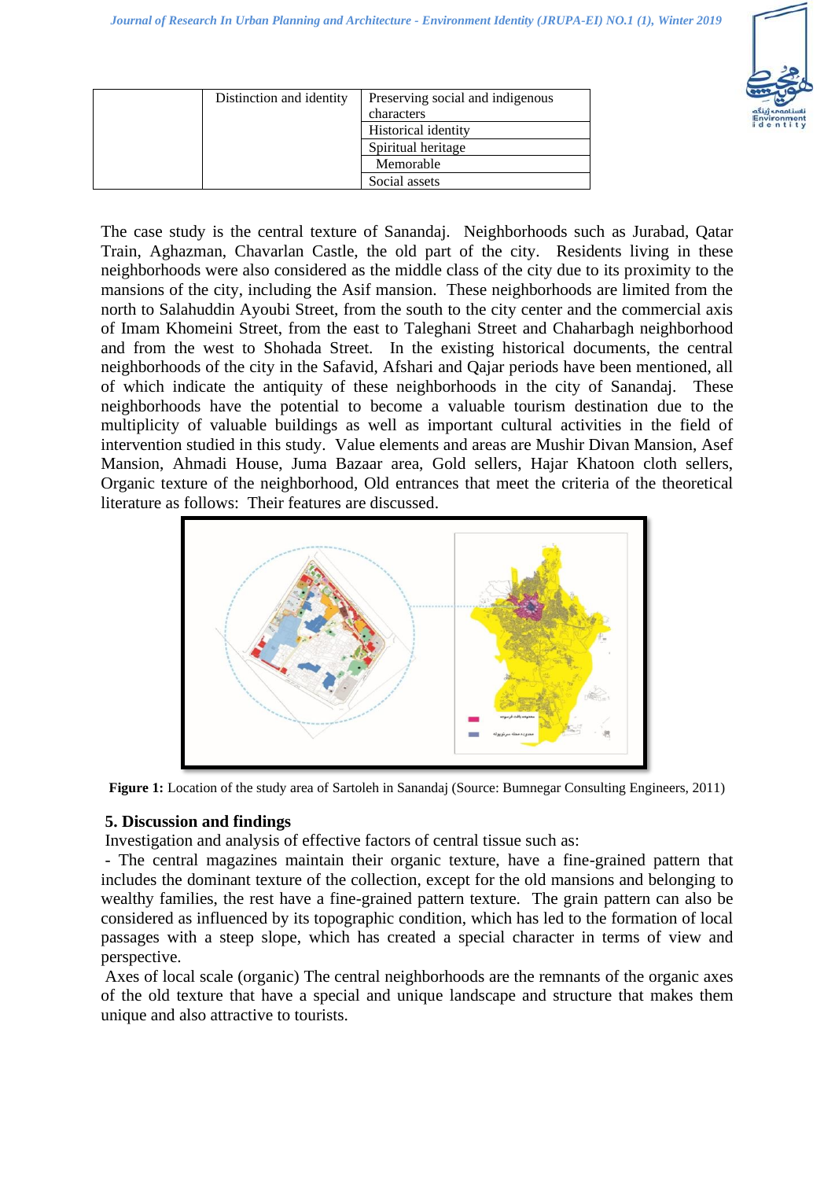| | Distinction and identity | Preserving social and indigenous characters |
|---|---|---|
| | | Historical identity |
| | | Spiritual heritage |
| | | Memorable |
| | | Social assets |

The case study is the central texture of Sanandaj. Neighborhoods such as Jurabad, Qatar Train, Aghazman, Chavarlan Castle, the old part of the city. Residents living in these neighborhoods were also considered as the middle class of the city due to its proximity to the mansions of the city, including the Asif mansion. These neighborhoods are limited from the north to Salahuddin Ayoubi Street, from the south to the city center and the commercial axis of Imam Khomeini Street, from the east to Taleghani Street and Chaharbagh neighborhood and from the west to Shohada Street. In the existing historical documents, the central neighborhoods of the city in the Safavid, Afshari and Qajar periods have been mentioned, all of which indicate the antiquity of these neighborhoods in the city of Sanandaj. These neighborhoods have the potential to become a valuable tourism destination due to the multiplicity of valuable buildings as well as important cultural activities in the field of intervention studied in this study. Value elements and areas are Mushir Divan Mansion, Asef Mansion, Ahmadi House, Juma Bazaar area, Gold sellers, Hajar Khatoon cloth sellers, Organic texture of the neighborhood, Old entrances that meet the criteria of the theoretical literature as follows: Their features are discussed.

**Figure 1:** Location of the study area of Sartoleh in Sanandaj (Source: Bumnegar Consulting Engineers, 2011)

## 5. Discussion and findings

Investigation and analysis of effective factors of central tissue such as:

- The central magazines maintain their organic texture, have a fine-grained pattern that includes the dominant texture of the collection, except for the old mansions and belonging to wealthy families, the rest have a fine-grained pattern texture. The grain pattern can also be considered as influenced by its topographic condition, which has led to the formation of local passages with a steep slope, which has created a special character in terms of view and perspective.

Axes of local scale (organic) The central neighborhoods are the remnants of the organic axes of the old texture that have a special and unique landscape and structure that makes them unique and also attractive to tourists.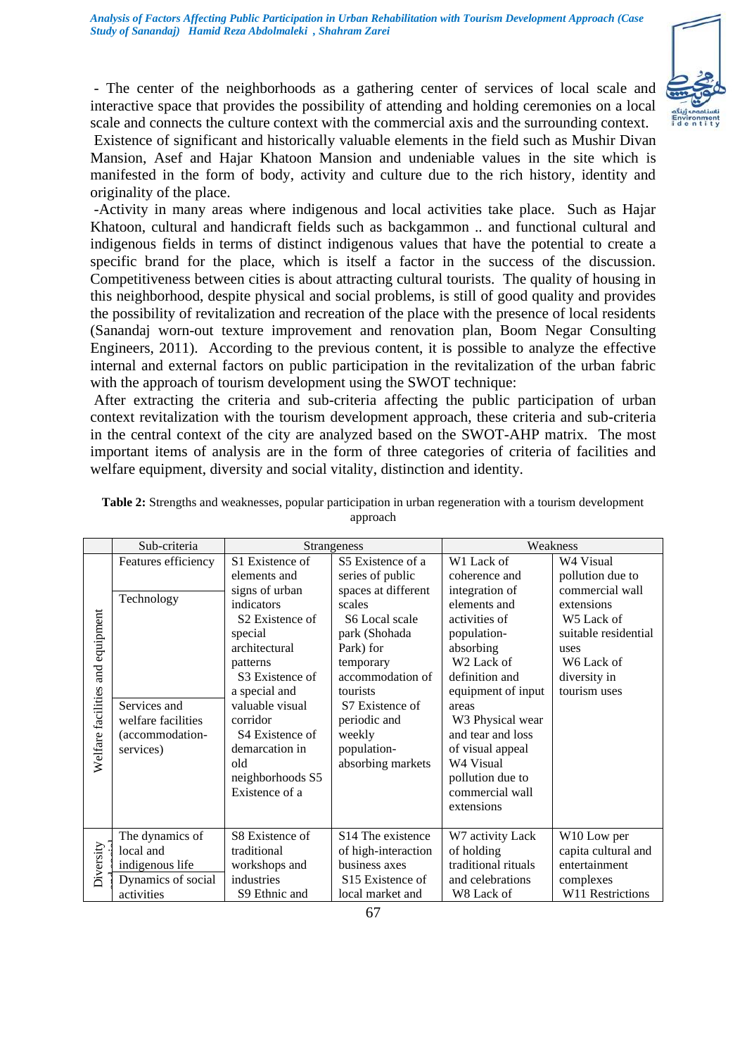- The center of the neighborhoods as a gathering center of services of local scale and interactive space that provides the possibility of attending and holding ceremonies on a local scale and connects the culture context with the commercial axis and the surrounding context.
Existence of significant and historically valuable elements in the field such as Mushir Divan Mansion, Asef and Hajar Khatoon Mansion and undeniable values in the site which is manifested in the form of body, activity and culture due to the rich history, identity and originality of the place.
-Activity in many areas where indigenous and local activities take place. Such as Hajar Khatoon, cultural and handicraft fields such as backgammon .. and functional cultural and indigenous fields in terms of distinct indigenous values that have the potential to create a specific brand for the place, which is itself a factor in the success of the discussion. Competitiveness between cities is about attracting cultural tourists. The quality of housing in this neighborhood, despite physical and social problems, is still of good quality and provides the possibility of revitalization and recreation of the place with the presence of local residents (Sanandaj worn-out texture improvement and renovation plan, Boom Negar Consulting Engineers, 2011). According to the previous content, it is possible to analyze the effective internal and external factors on public participation in the revitalization of the urban fabric with the approach of tourism development using the SWOT technique:
After extracting the criteria and sub-criteria affecting the public participation of urban context revitalization with the tourism development approach, these criteria and sub-criteria in the central context of the city are analyzed based on the SWOT-AHP matrix. The most important items of analysis are in the form of three categories of criteria of facilities and welfare equipment, diversity and social vitality, distinction and identity.

**Table 2:** Strengths and weaknesses, popular participation in urban regeneration with a tourism development approach

| | Sub-criteria | Strangeness | | Weakness | |
|---|---|---|---|---|---|
| Welfare facilities and equipment | Features efficiency<br>Technology<br>Services and welfare facilities (accommodation-services) | S1 Existence of elements and signs of urban indicators<br>S2 Existence of special architectural patterns<br>S3 Existence of a special and valuable visual corridor<br>S4 Existence of demarcation in old neighborhoods S5 Existence of a | S5 Existence of a series of public spaces at different scales<br>S6 Local scale park (Shohada Park) for temporary accommodation of tourists<br>S7 Existence of periodic and weekly population-absorbing markets | W1 Lack of coherence and integration of elements and activities of population-absorbing<br>W2 Lack of definition and equipment of input areas<br>W3 Physical wear and tear and loss of visual appeal<br>W4 Visual pollution due to commercial wall extensions | W4 Visual pollution due to commercial wall extensions<br>W5 Lack of suitable residential uses<br>W6 Lack of diversity in tourism uses |
| Diversity | The dynamics of local and indigenous life<br>Dynamics of social activities | S8 Existence of traditional workshops and industries<br>S9 Ethnic and | S14 The existence of high-interaction business axes<br>S15 Existence of local market and | W7 activity Lack of holding traditional rituals and celebrations<br>W8 Lack of | W10 Low per capita cultural and entertainment complexes<br>W11 Restrictions |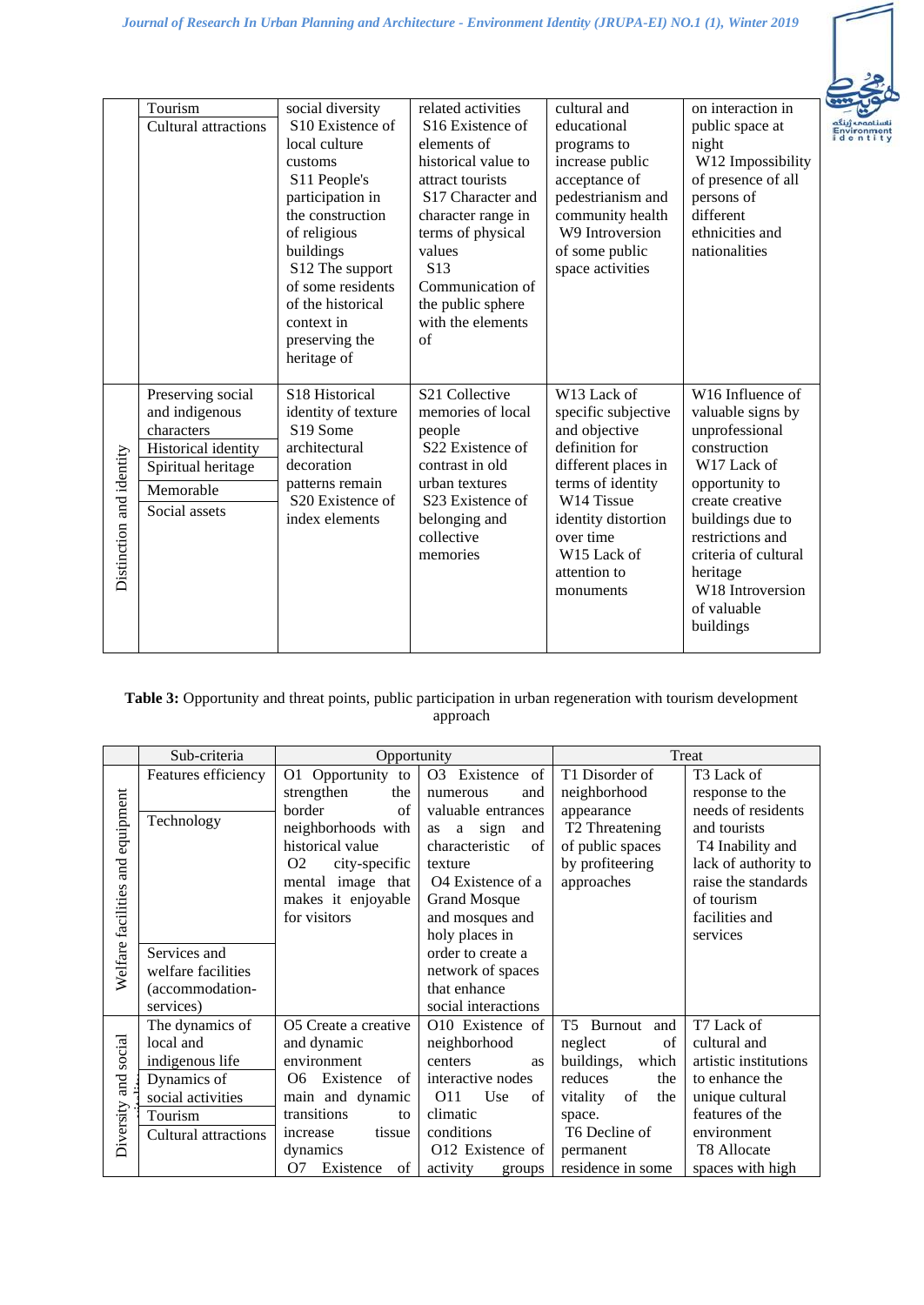| | | | | | |
|---|---|---|---|---|---|
| | Tourism<br>Cultural attractions | social diversity<br>S10 Existence of local culture customs<br>S11 People's participation in the construction of religious buildings<br>S12 The support of some residents of the historical context in preserving the heritage of | related activities<br>S16 Existence of elements of historical value to attract tourists<br>S17 Character and character range in terms of physical values<br>S13 Communication of the public sphere with the elements of | cultural and educational programs to increase public acceptance of pedestrianism and community health<br>W9 Introversion of some public space activities | on interaction in public space at night<br>W12 Impossibility of presence of all persons of different ethnicities and nationalities |
| Distinction and identity | Preserving social and indigenous characters<br>Historical identity<br>Spiritual heritage<br>Memorable<br>Social assets | S18 Historical identity of texture<br>S19 Some architectural decoration patterns remain<br>S20 Existence of index elements | S21 Collective memories of local people<br>S22 Existence of contrast in old urban textures<br>S23 Existence of belonging and collective memories | W13 Lack of specific subjective and objective definition for different places in terms of identity<br>W14 Tissue identity distortion over time<br>W15 Lack of attention to monuments | W16 Influence of valuable signs by unprofessional construction<br>W17 Lack of opportunity to create creative buildings due to restrictions and criteria of cultural heritage<br>W18 Introversion of valuable buildings |

**Table 3:** Opportunity and threat points, public participation in urban regeneration with tourism development approach

| | Sub-criteria | Opportunity | | Treat | |
|---|---|---|---|---|---|
| Welfare facilities and equipment | Features efficiency<br>Technology<br>Services and welfare facilities (accommodation-services) | O1 Opportunity to strengthen the border of neighborhoods with historical value<br>O2 city-specific mental image that makes it enjoyable for visitors | O3 Existence of numerous and valuable entrances as a sign and characteristic of texture<br>O4 Existence of a Grand Mosque and mosques and holy places in order to create a network of spaces that enhance social interactions | T1 Disorder of neighborhood appearance<br>T2 Threatening of public spaces by profiteering approaches | T3 Lack of response to the needs of residents and tourists<br>T4 Inability and lack of authority to raise the standards of tourism facilities and services |
| Diversity and social | The dynamics of local and indigenous life<br>Dynamics of social activities<br>Tourism<br>Cultural attractions | O5 Create a creative and dynamic environment<br>O6 Existence of main and dynamic transitions to increase tissue dynamics<br>O7 Existence of | O10 Existence of neighborhood centers as interactive nodes<br>O11 Use of climatic conditions<br>O12 Existence of activity groups | T5 Burnout and neglect of buildings, which reduces the vitality of the space.<br>T6 Decline of permanent residence in some | T7 Lack of cultural and artistic institutions to enhance the unique cultural features of the environment<br>T8 Allocate spaces with high |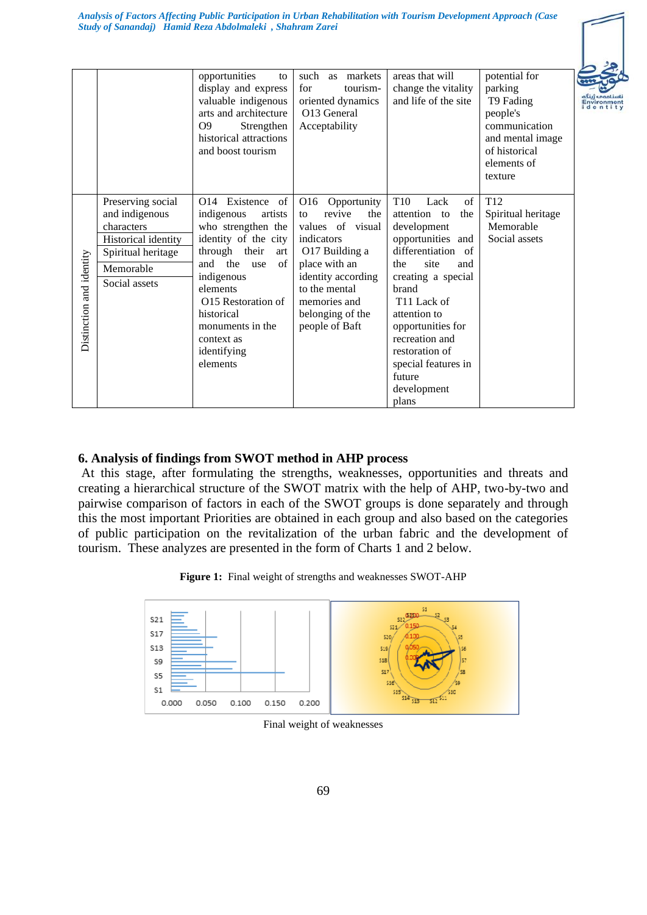| | | opportunities to display and express valuable indigenous arts and architecture O9 Strengthen historical attractions and boost tourism | such as markets for tourism-oriented dynamics O13 General Acceptability | areas that will change the vitality and life of the site | potential for parking T9 Fading people's communication and mental image of historical elements of texture |
|---|---|---|---|---|---|
| Distinction and identity | Preserving social and indigenous characters<br>Historical identity<br>Spiritual heritage<br>Memorable<br>Social assets | O14 Existence of indigenous artists who strengthen the identity of the city through their art and the use of indigenous elements O15 Restoration of historical monuments in the context as identifying elements | O16 Opportunity to revive the values of visual indicators O17 Building a place with an identity according to the mental memories and belonging of the people of Baft | T10 Lack of attention to the development opportunities and differentiation of the site and creating a special brand T11 Lack of attention to opportunities for recreation and restoration of special features in future development plans | T12 Spiritual heritage Memorable Social assets |

## 6. Analysis of findings from SWOT method in AHP process

At this stage, after formulating the strengths, weaknesses, opportunities and threats and creating a hierarchical structure of the SWOT matrix with the help of AHP, two-by-two and pairwise comparison of factors in each of the SWOT groups is done separately and through this the most important Priorities are obtained in each group and also based on the categories of public participation on the revitalization of the urban fabric and the development of tourism. These analyzes are presented in the form of Charts 1 and 2 below.

**Figure 1:** Final weight of strengths and weaknesses SWOT-AHP

Final weight of weaknesses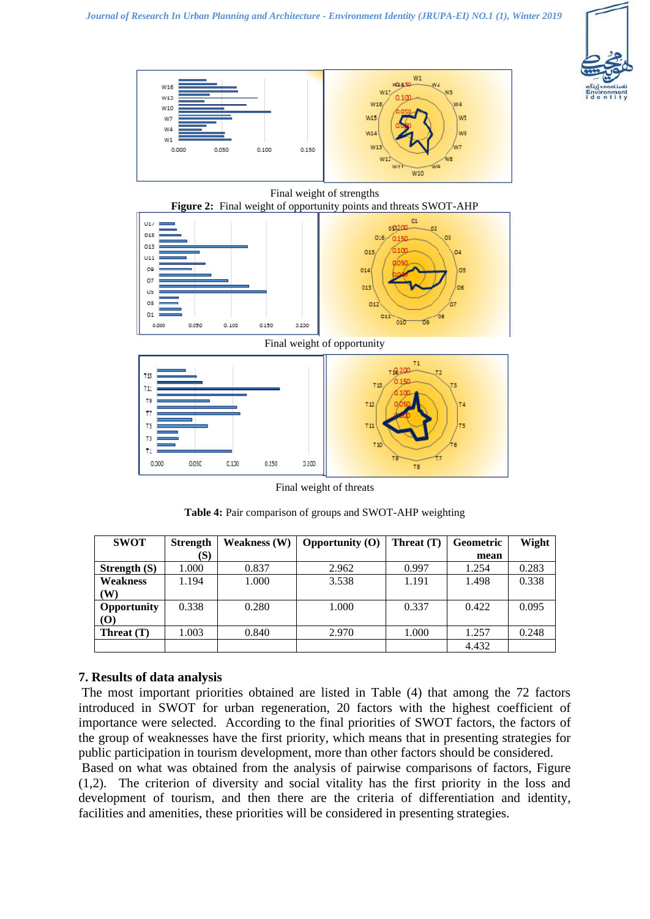Final weight of strengths

**Figure 2:** Final weight of opportunity points and threats SWOT-AHP

Final weight of opportunity

Final weight of threats

**Table 4:** Pair comparison of groups and SWOT-AHP weighting

| SWOT | Strength (S) | Weakness (W) | Opportunity (O) | Threat (T) | Geometric mean | Wight |
|---|---|---|---|---|---|---|
| **Strength (S)** | 1.000 | 0.837 | 2.962 | 0.997 | 1.254 | 0.283 |
| **Weakness (W)** | 1.194 | 1.000 | 3.538 | 1.191 | 1.498 | 0.338 |
| **Opportunity (O)** | 0.338 | 0.280 | 1.000 | 0.337 | 0.422 | 0.095 |
| **Threat (T)** | 1.003 | 0.840 | 2.970 | 1.000 | 1.257 | 0.248 |
| | | | | | 4.432 | |

## 7. Results of data analysis

The most important priorities obtained are listed in Table (4) that among the 72 factors introduced in SWOT for urban regeneration, 20 factors with the highest coefficient of importance were selected. According to the final priorities of SWOT factors, the factors of the group of weaknesses have the first priority, which means that in presenting strategies for public participation in tourism development, more than other factors should be considered.

Based on what was obtained from the analysis of pairwise comparisons of factors, Figure (1,2). The criterion of diversity and social vitality has the first priority in the loss and development of tourism, and then there are the criteria of differentiation and identity, facilities and amenities, these priorities will be considered in presenting strategies.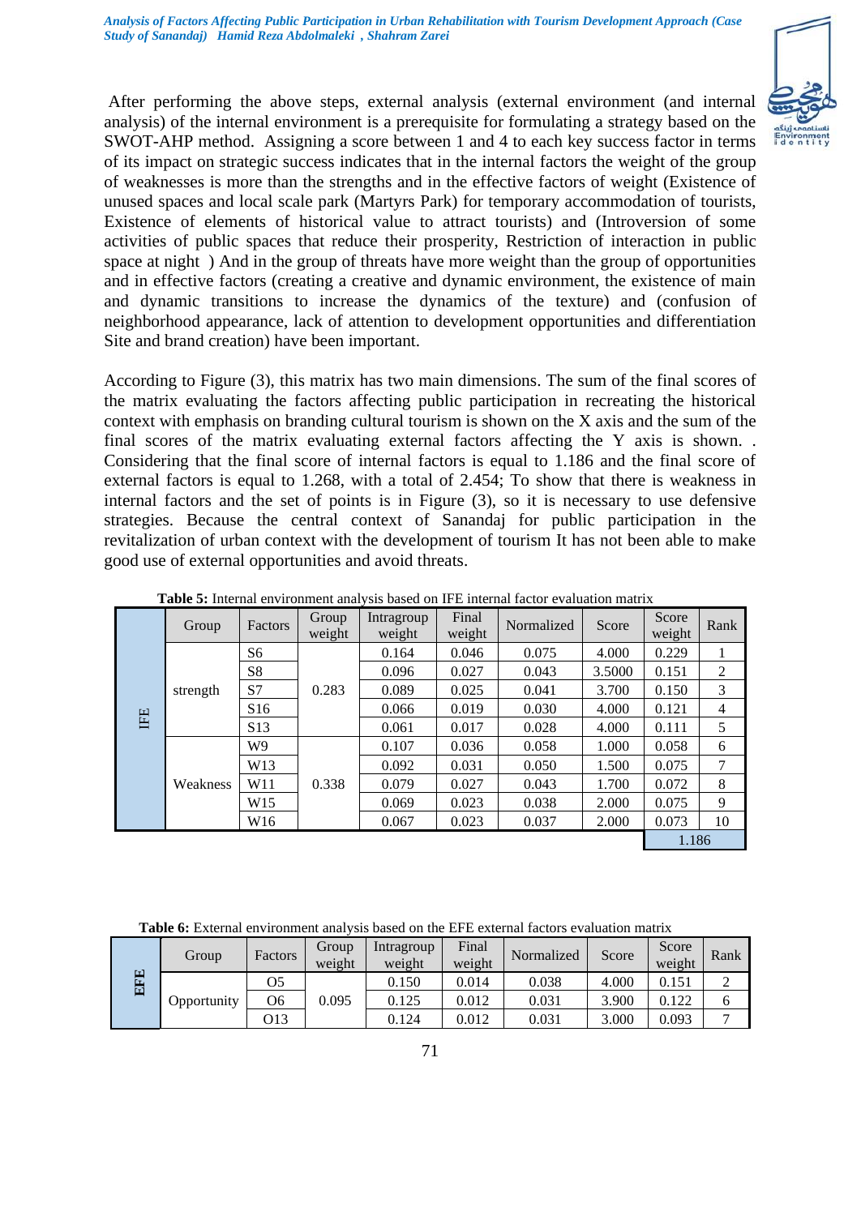After performing the above steps, external analysis (external environment (and internal analysis) of the internal environment is a prerequisite for formulating a strategy based on the SWOT-AHP method. Assigning a score between 1 and 4 to each key success factor in terms of its impact on strategic success indicates that in the internal factors the weight of the group of weaknesses is more than the strengths and in the effective factors of weight (Existence of unused spaces and local scale park (Martyrs Park) for temporary accommodation of tourists, Existence of elements of historical value to attract tourists) and (Introversion of some activities of public spaces that reduce their prosperity, Restriction of interaction in public space at night ) And in the group of threats have more weight than the group of opportunities and in effective factors (creating a creative and dynamic environment, the existence of main and dynamic transitions to increase the dynamics of the texture) and (confusion of neighborhood appearance, lack of attention to development opportunities and differentiation Site and brand creation) have been important.

According to Figure (3), this matrix has two main dimensions. The sum of the final scores of the matrix evaluating the factors affecting public participation in recreating the historical context with emphasis on branding cultural tourism is shown on the X axis and the sum of the final scores of the matrix evaluating external factors affecting the Y axis is shown. . Considering that the final score of internal factors is equal to 1.186 and the final score of external factors is equal to 1.268, with a total of 2.454; To show that there is weakness in internal factors and the set of points is in Figure (3), so it is necessary to use defensive strategies. Because the central context of Sanandaj for public participation in the revitalization of urban context with the development of tourism It has not been able to make good use of external opportunities and avoid threats.

**Table 5:** Internal environment analysis based on IFE internal factor evaluation matrix

| | Group | Factors | Group weight | Intragroup weight | Final weight | Normalized | Score | Score weight | Rank |
|---|---|---|---|---|---|---|---|---|---|
| IFE | strength | S6 | 0.283 | 0.164 | 0.046 | 0.075 | 4.000 | 0.229 | 1 |
| | | S8 | | 0.096 | 0.027 | 0.043 | 3.5000 | 0.151 | 2 |
| | | S7 | | 0.089 | 0.025 | 0.041 | 3.700 | 0.150 | 3 |
| | | S16 | | 0.066 | 0.019 | 0.030 | 4.000 | 0.121 | 4 |
| | | S13 | | 0.061 | 0.017 | 0.028 | 4.000 | 0.111 | 5 |
| | Weakness | W9 | 0.338 | 0.107 | 0.036 | 0.058 | 1.000 | 0.058 | 6 |
| | | W13 | | 0.092 | 0.031 | 0.050 | 1.500 | 0.075 | 7 |
| | | W11 | | 0.079 | 0.027 | 0.043 | 1.700 | 0.072 | 8 |
| | | W15 | | 0.069 | 0.023 | 0.038 | 2.000 | 0.075 | 9 |
| | | W16 | | 0.067 | 0.023 | 0.037 | 2.000 | 0.073 | 10 |
| | | | | | | | | 1.186 | |

**Table 6:** External environment analysis based on the EFE external factors evaluation matrix

| | Group | Factors | Group weight | Intragroup weight | Final weight | Normalized | Score | Score weight | Rank |
|---|---|---|---|---|---|---|---|---|---|
| EFE | Opportunity | O5 | 0.095 | 0.150 | 0.014 | 0.038 | 4.000 | 0.151 | 2 |
| | | O6 | | 0.125 | 0.012 | 0.031 | 3.900 | 0.122 | 6 |
| | | O13 | | 0.124 | 0.012 | 0.031 | 3.000 | 0.093 | 7 |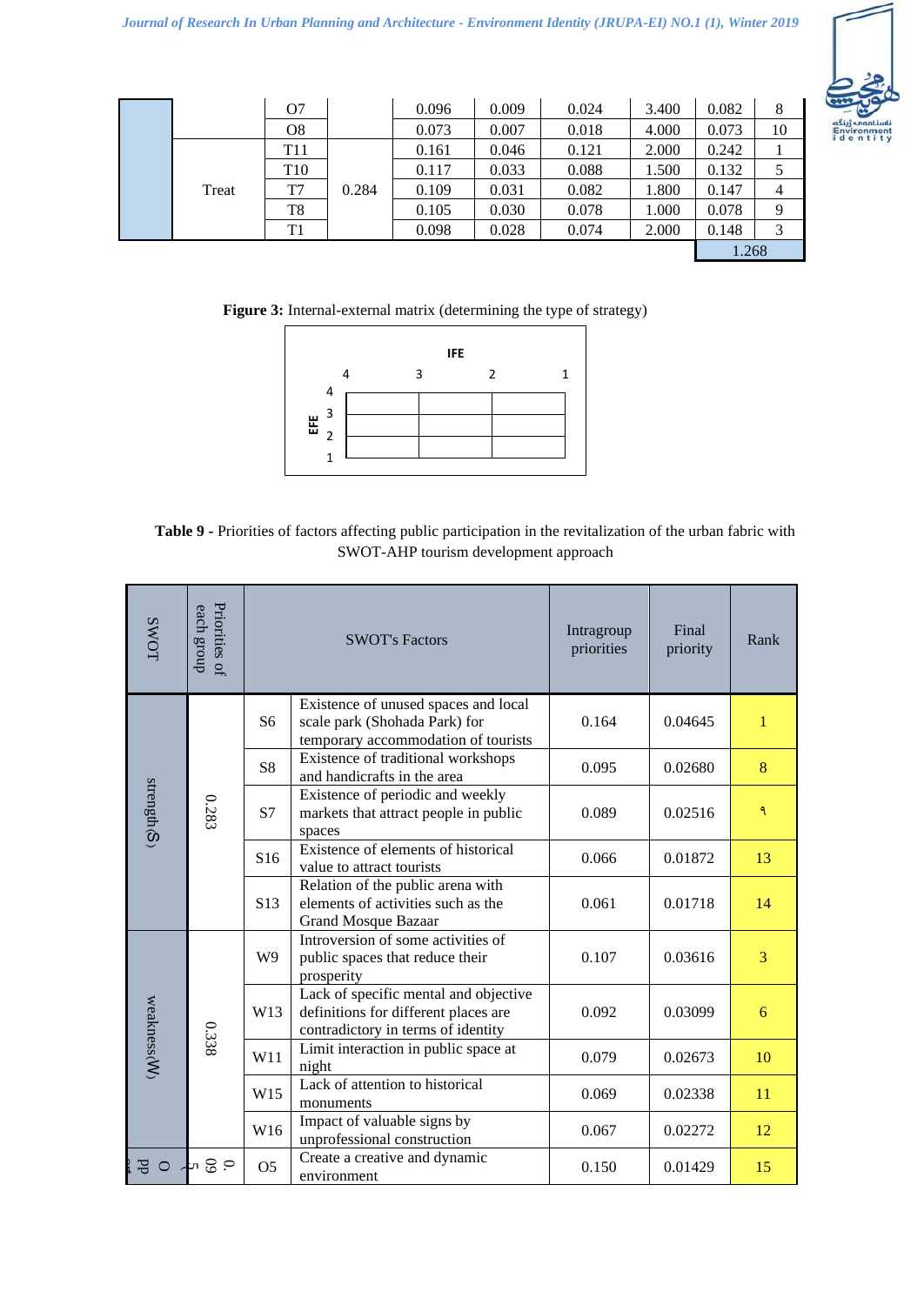| | | | | | | | | | |
|---|---|---|---|---|---|---|---|---|---|
| | | O7 | | 0.096 | 0.009 | 0.024 | 3.400 | 0.082 | 8 |
| | | O8 | | 0.073 | 0.007 | 0.018 | 4.000 | 0.073 | 10 |
| | Treat | T11 | 0.284 | 0.161 | 0.046 | 0.121 | 2.000 | 0.242 | 1 |
| | | T10 | | 0.117 | 0.033 | 0.088 | 1.500 | 0.132 | 5 |
| | | T7 | | 0.109 | 0.031 | 0.082 | 1.800 | 0.147 | 4 |
| | | T8 | | 0.105 | 0.030 | 0.078 | 1.000 | 0.078 | 9 |
| | | T1 | | 0.098 | 0.028 | 0.074 | 2.000 | 0.148 | 3 |
| | | | | | | | | 1.268 | |

**Figure 3:** Internal-external matrix (determining the type of strategy)

| EFE \ IFE | 4–3 | 3–2 | 2–1 |
|---|---|---|---|
| 4–3 | | | |
| 3–2 | | | |
| 2–1 | | | |

**Table 9 -** Priorities of factors affecting public participation in the revitalization of the urban fabric with SWOT-AHP tourism development approach

| SWOT | Priorities of each group | SWOT's Factors | | Intragroup priorities | Final priority | Rank |
|---|---|---|---|---|---|---|
| strength(S) | 0.283 | S6 | Existence of unused spaces and local scale park (Shohada Park) for temporary accommodation of tourists | 0.164 | 0.04645 | 1 |
| | | S8 | Existence of traditional workshops and handicrafts in the area | 0.095 | 0.02680 | 8 |
| | | S7 | Existence of periodic and weekly markets that attract people in public spaces | 0.089 | 0.02516 | ٩ |
| | | S16 | Existence of elements of historical value to attract tourists | 0.066 | 0.01872 | 13 |
| | | S13 | Relation of the public arena with elements of activities such as the Grand Mosque Bazaar | 0.061 | 0.01718 | 14 |
| weakness(W) | 0.338 | W9 | Introversion of some activities of public spaces that reduce their prosperity | 0.107 | 0.03616 | 3 |
| | | W13 | Lack of specific mental and objective definitions for different places are contradictory in terms of identity | 0.092 | 0.03099 | 6 |
| | | W11 | Limit interaction in public space at night | 0.079 | 0.02673 | 10 |
| | | W15 | Lack of attention to historical monuments | 0.069 | 0.02338 | 11 |
| | | W16 | Impact of valuable signs by unprofessional construction | 0.067 | 0.02272 | 12 |
| O pp | 0.095 | O5 | Create a creative and dynamic environment | 0.150 | 0.01429 | 15 |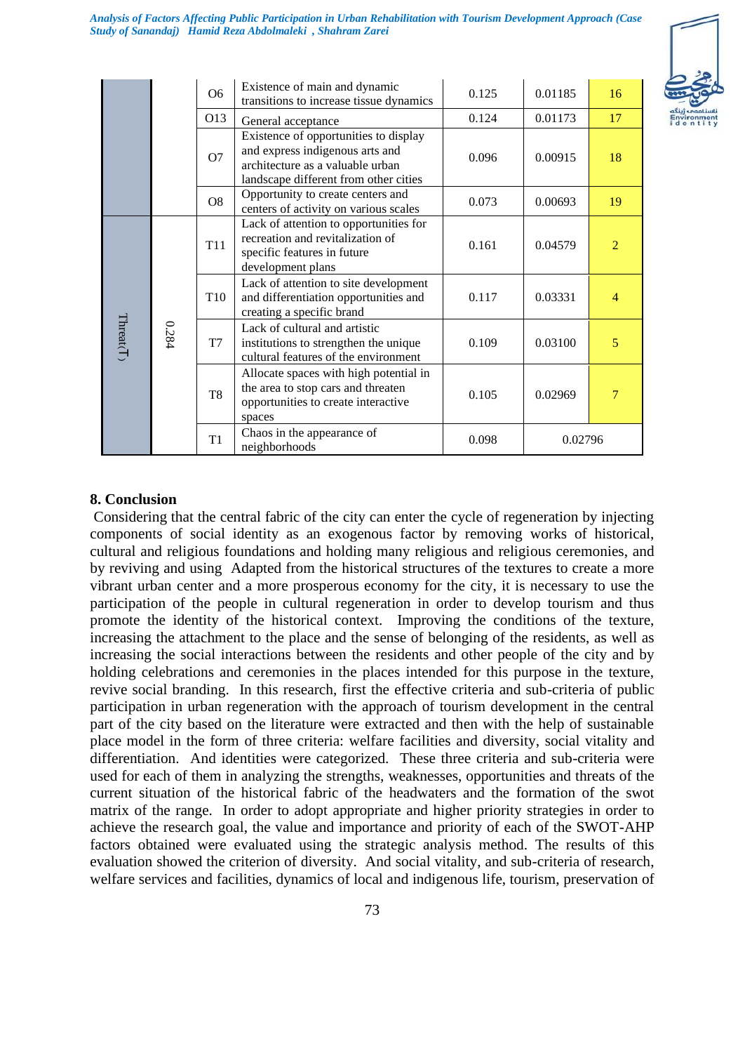|  |  | O6 | Existence of main and dynamic transitions to increase tissue dynamics | 0.125 | 0.01185 | 16 |
|---|---|---|---|---|---|---|
|  |  | O13 | General acceptance | 0.124 | 0.01173 | 17 |
|  |  | O7 | Existence of opportunities to display and express indigenous arts and architecture as a valuable urban landscape different from other cities | 0.096 | 0.00915 | 18 |
|  |  | O8 | Opportunity to create centers and centers of activity on various scales | 0.073 | 0.00693 | 19 |
| Threat(T) | 0.284 | T11 | Lack of attention to opportunities for recreation and revitalization of specific features in future development plans | 0.161 | 0.04579 | 2 |
|  |  | T10 | Lack of attention to site development and differentiation opportunities and creating a specific brand | 0.117 | 0.03331 | 4 |
|  |  | T7 | Lack of cultural and artistic institutions to strengthen the unique cultural features of the environment | 0.109 | 0.03100 | 5 |
|  |  | T8 | Allocate spaces with high potential in the area to stop cars and threaten opportunities to create interactive spaces | 0.105 | 0.02969 | 7 |
|  |  | T1 | Chaos in the appearance of neighborhoods | 0.098 | 0.02796 |  |

## 8. Conclusion

Considering that the central fabric of the city can enter the cycle of regeneration by injecting components of social identity as an exogenous factor by removing works of historical, cultural and religious foundations and holding many religious and religious ceremonies, and by reviving and using Adapted from the historical structures of the textures to create a more vibrant urban center and a more prosperous economy for the city, it is necessary to use the participation of the people in cultural regeneration in order to develop tourism and thus promote the identity of the historical context. Improving the conditions of the texture, increasing the attachment to the place and the sense of belonging of the residents, as well as increasing the social interactions between the residents and other people of the city and by holding celebrations and ceremonies in the places intended for this purpose in the texture, revive social branding. In this research, first the effective criteria and sub-criteria of public participation in urban regeneration with the approach of tourism development in the central part of the city based on the literature were extracted and then with the help of sustainable place model in the form of three criteria: welfare facilities and diversity, social vitality and differentiation. And identities were categorized. These three criteria and sub-criteria were used for each of them in analyzing the strengths, weaknesses, opportunities and threats of the current situation of the historical fabric of the headwaters and the formation of the swot matrix of the range. In order to adopt appropriate and higher priority strategies in order to achieve the research goal, the value and importance and priority of each of the SWOT-AHP factors obtained were evaluated using the strategic analysis method. The results of this evaluation showed the criterion of diversity. And social vitality, and sub-criteria of research, welfare services and facilities, dynamics of local and indigenous life, tourism, preservation of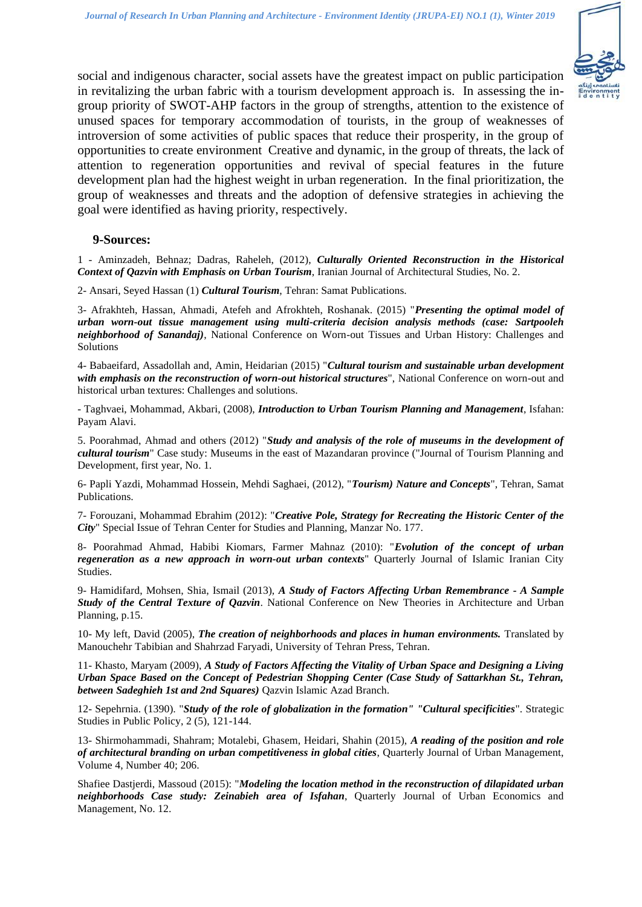social and indigenous character, social assets have the greatest impact on public participation in revitalizing the urban fabric with a tourism development approach is. In assessing the in-group priority of SWOT-AHP factors in the group of strengths, attention to the existence of unused spaces for temporary accommodation of tourists, in the group of weaknesses of introversion of some activities of public spaces that reduce their prosperity, in the group of opportunities to create environment Creative and dynamic, in the group of threats, the lack of attention to regeneration opportunities and revival of special features in the future development plan had the highest weight in urban regeneration. In the final prioritization, the group of weaknesses and threats and the adoption of defensive strategies in achieving the goal were identified as having priority, respectively.

## 9-Sources:

1 - Aminzadeh, Behnaz; Dadras, Raheleh, (2012), ***Culturally Oriented Reconstruction in the Historical Context of Qazvin with Emphasis on Urban Tourism***, Iranian Journal of Architectural Studies, No. 2.

2- Ansari, Seyed Hassan (1) ***Cultural Tourism***, Tehran: Samat Publications.

3- Afrakhteh, Hassan, Ahmadi, Atefeh and Afrokhteh, Roshanak. (2015) "***Presenting the optimal model of urban worn-out tissue management using multi-criteria decision analysis methods (case: Sartpooleh neighborhood of Sanandaj)***, National Conference on Worn-out Tissues and Urban History: Challenges and Solutions

4- Babaeifard, Assadollah and, Amin, Heidarian (2015) "***Cultural tourism and sustainable urban development with emphasis on the reconstruction of worn-out historical structures***", National Conference on worn-out and historical urban textures: Challenges and solutions.

- Taghvaei, Mohammad, Akbari, (2008), ***Introduction to Urban Tourism Planning and Management***, Isfahan: Payam Alavi.

5. Poorahmad, Ahmad and others (2012) "***Study and analysis of the role of museums in the development of cultural tourism***" Case study: Museums in the east of Mazandaran province ("Journal of Tourism Planning and Development, first year, No. 1.

6- Papli Yazdi, Mohammad Hossein, Mehdi Saghaei, (2012), "***Tourism) Nature and Concepts***", Tehran, Samat Publications.

7- Forouzani, Mohammad Ebrahim (2012): "***Creative Pole, Strategy for Recreating the Historic Center of the City***" Special Issue of Tehran Center for Studies and Planning, Manzar No. 177.

8- Poorahmad Ahmad, Habibi Kiomars, Farmer Mahnaz (2010): "***Evolution of the concept of urban regeneration as a new approach in worn-out urban contexts***" Quarterly Journal of Islamic Iranian City Studies.

9- Hamidifard, Mohsen, Shia, Ismail (2013), ***A Study of Factors Affecting Urban Remembrance - A Sample Study of the Central Texture of Qazvin***. National Conference on New Theories in Architecture and Urban Planning, p.15.

10- My left, David (2005), ***The creation of neighborhoods and places in human environments.*** Translated by Manouchehr Tabibian and Shahrzad Faryadi, University of Tehran Press, Tehran.

11- Khasto, Maryam (2009), ***A Study of Factors Affecting the Vitality of Urban Space and Designing a Living Urban Space Based on the Concept of Pedestrian Shopping Center (Case Study of Sattarkhan St., Tehran, between Sadeghieh 1st and 2nd Squares)*** Qazvin Islamic Azad Branch.

12- Sepehrnia. (1390). "***Study of the role of globalization in the formation" "Cultural specificities***". Strategic Studies in Public Policy, 2 (5), 121-144.

13- Shirmohammadi, Shahram; Motalebi, Ghasem, Heidari, Shahin (2015), ***A reading of the position and role of architectural branding on urban competitiveness in global cities***, Quarterly Journal of Urban Management, Volume 4, Number 40; 206.

Shafiee Dastjerdi, Massoud (2015): "***Modeling the location method in the reconstruction of dilapidated urban neighborhoods Case study: Zeinabieh area of Isfahan***, Quarterly Journal of Urban Economics and Management, No. 12.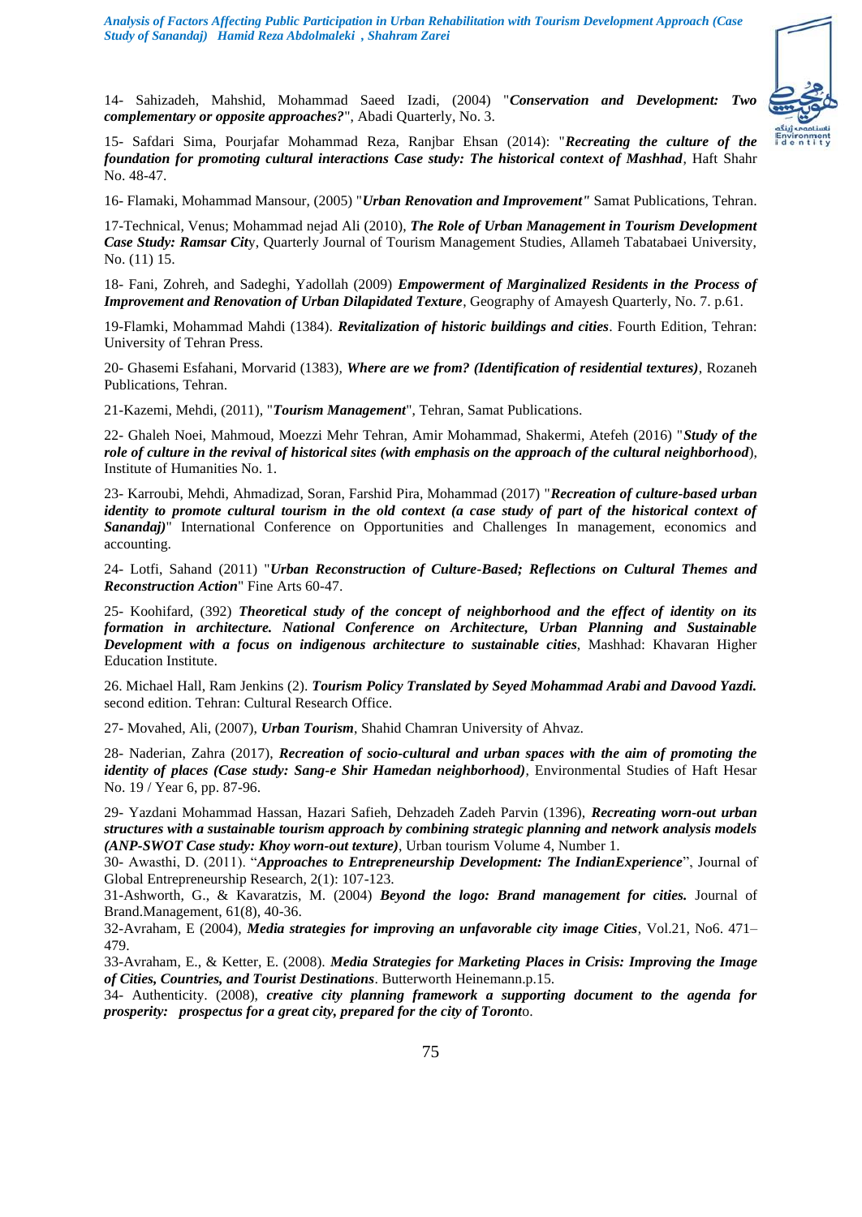14- Sahizadeh, Mahshid, Mohammad Saeed Izadi, (2004) "***Conservation and Development: Two complementary or opposite approaches?***", Abadi Quarterly, No. 3.

15- Safdari Sima, Pourjafar Mohammad Reza, Ranjbar Ehsan (2014): "***Recreating the culture of the foundation for promoting cultural interactions Case study: The historical context of Mashhad***, Haft Shahr No. 48-47.

16- Flamaki, Mohammad Mansour, (2005) "***Urban Renovation and Improvement"*** Samat Publications, Tehran.

17-Technical, Venus; Mohammad nejad Ali (2010), ***The Role of Urban Management in Tourism Development Case Study: Ramsar Cit***y, Quarterly Journal of Tourism Management Studies, Allameh Tabatabaei University, No. (11) 15.

18- Fani, Zohreh, and Sadeghi, Yadollah (2009) ***Empowerment of Marginalized Residents in the Process of Improvement and Renovation of Urban Dilapidated Texture***, Geography of Amayesh Quarterly, No. 7. p.61.

19-Flamki, Mohammad Mahdi (1384). ***Revitalization of historic buildings and cities***. Fourth Edition, Tehran: University of Tehran Press.

20- Ghasemi Esfahani, Morvarid (1383), ***Where are we from? (Identification of residential textures)***, Rozaneh Publications, Tehran.

21-Kazemi, Mehdi, (2011), "***Tourism Management***", Tehran, Samat Publications.

22- Ghaleh Noei, Mahmoud, Moezzi Mehr Tehran, Amir Mohammad, Shakermi, Atefeh (2016) "***Study of the role of culture in the revival of historical sites (with emphasis on the approach of the cultural neighborhood***), Institute of Humanities No. 1.

23- Karroubi, Mehdi, Ahmadizad, Soran, Farshid Pira, Mohammad (2017) "***Recreation of culture-based urban identity to promote cultural tourism in the old context (a case study of part of the historical context of Sanandaj)***" International Conference on Opportunities and Challenges In management, economics and accounting.

24- Lotfi, Sahand (2011) "***Urban Reconstruction of Culture-Based; Reflections on Cultural Themes and Reconstruction Action***" Fine Arts 60-47.

25- Koohifard, (392) ***Theoretical study of the concept of neighborhood and the effect of identity on its formation in architecture. National Conference on Architecture, Urban Planning and Sustainable Development with a focus on indigenous architecture to sustainable cities***, Mashhad: Khavaran Higher Education Institute.

26. Michael Hall, Ram Jenkins (2). ***Tourism Policy Translated by Seyed Mohammad Arabi and Davood Yazdi.*** second edition. Tehran: Cultural Research Office.

27- Movahed, Ali, (2007), ***Urban Tourism***, Shahid Chamran University of Ahvaz.

28- Naderian, Zahra (2017), ***Recreation of socio-cultural and urban spaces with the aim of promoting the identity of places (Case study: Sang-e Shir Hamedan neighborhood)***, Environmental Studies of Haft Hesar No. 19 / Year 6, pp. 87-96.

29- Yazdani Mohammad Hassan, Hazari Safieh, Dehzadeh Zadeh Parvin (1396), ***Recreating worn-out urban structures with a sustainable tourism approach by combining strategic planning and network analysis models (ANP-SWOT Case study: Khoy worn-out texture)***, Urban tourism Volume 4, Number 1.

30- Awasthi, D. (2011). "***Approaches to Entrepreneurship Development: The IndianExperience***", Journal of Global Entrepreneurship Research, 2(1): 107-123.

31-Ashworth, G., & Kavaratzis, M. (2004) ***Beyond the logo: Brand management for cities.*** Journal of Brand.Management, 61(8), 40-36.

32-Avraham, E (2004), ***Media strategies for improving an unfavorable city image Cities***, Vol.21, No6. 471–479.

33-Avraham, E., & Ketter, E. (2008). ***Media Strategies for Marketing Places in Crisis: Improving the Image of Cities, Countries, and Tourist Destinations***. Butterworth Heinemann.p.15.

34- Authenticity. (2008), ***creative city planning framework a supporting document to the agenda for prosperity: prospectus for a great city, prepared for the city of Toront***o.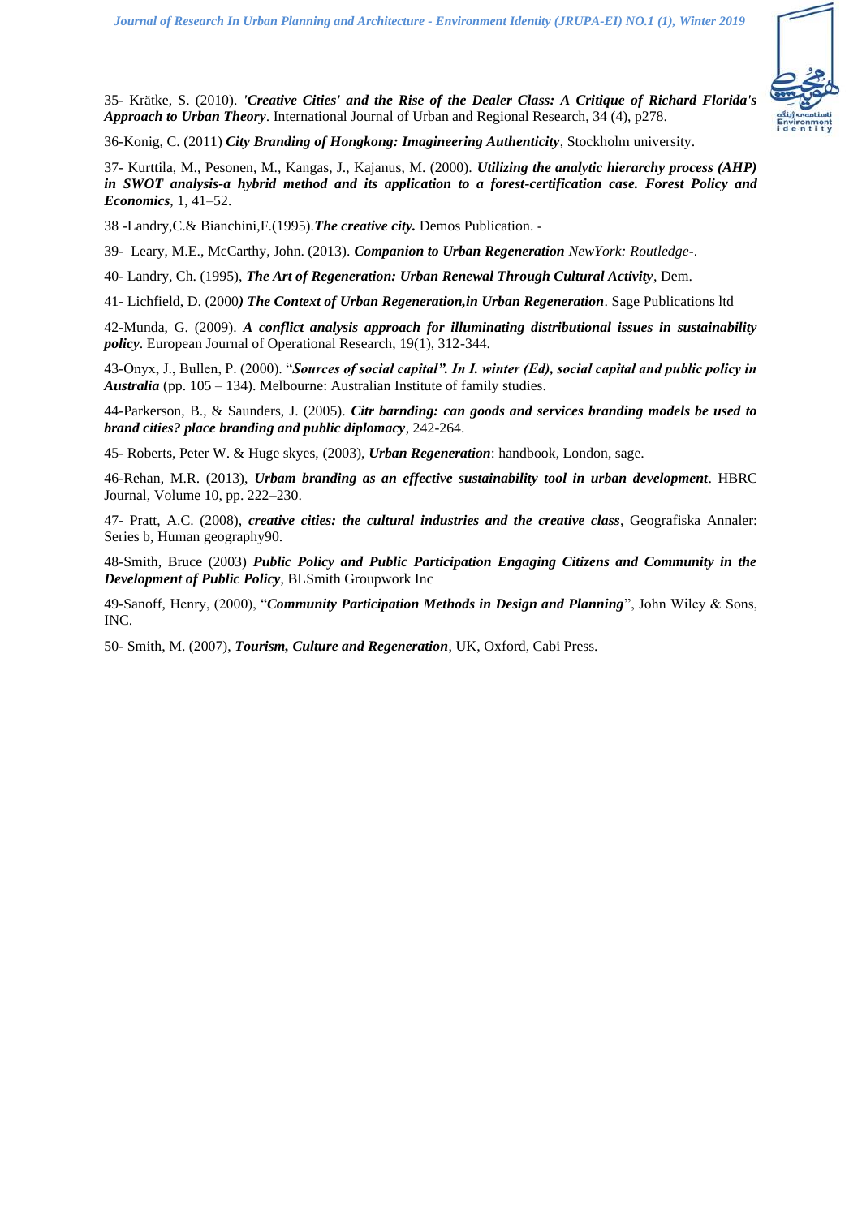35- Krätke, S. (2010). ***'Creative Cities' and the Rise of the Dealer Class: A Critique of Richard Florida's Approach to Urban Theory***. International Journal of Urban and Regional Research, 34 (4), p278.

36-Konig, C. (2011) ***City Branding of Hongkong: Imagineering Authenticity***, Stockholm university.

37- Kurttila, M., Pesonen, M., Kangas, J., Kajanus, M. (2000). ***Utilizing the analytic hierarchy process (AHP) in SWOT analysis-a hybrid method and its application to a forest-certification case. Forest Policy and Economics***, 1, 41–52.

38 -Landry,C.& Bianchini,F.(1995).***The creative city.*** Demos Publication. -

39- Leary, M.E., McCarthy, John. (2013). ***Companion to Urban Regeneration*** *NewYork: Routledge-*.

40- Landry, Ch. (1995), ***The Art of Regeneration: Urban Renewal Through Cultural Activity***, Dem.

41- Lichfield, D. (2000***) The Context of Urban Regeneration,in Urban Regeneration***. Sage Publications ltd

42-Munda, G. (2009). ***A conflict analysis approach for illuminating distributional issues in sustainability policy***. European Journal of Operational Research, 19(1), 312-344.

43-Onyx, J., Bullen, P. (2000). "***Sources of social capital". In I. winter (Ed), social capital and public policy in Australia*** (pp. 105 – 134). Melbourne: Australian Institute of family studies.

44-Parkerson, B., & Saunders, J. (2005). ***Citr barnding: can goods and services branding models be used to brand cities? place branding and public diplomacy***, 242-264.

45- Roberts, Peter W. & Huge skyes, (2003), ***Urban Regeneration***: handbook, London, sage.

46-Rehan, M.R. (2013), ***Urbam branding as an effective sustainability tool in urban development***. HBRC Journal, Volume 10, pp. 222–230.

47- Pratt, A.C. (2008), ***creative cities: the cultural industries and the creative class***, Geografiska Annaler: Series b, Human geography90.

48-Smith, Bruce (2003) ***Public Policy and Public Participation Engaging Citizens and Community in the Development of Public Policy***, BLSmith Groupwork Inc

49-Sanoff, Henry, (2000), "***Community Participation Methods in Design and Planning***", John Wiley & Sons, INC.

50- Smith, M. (2007), ***Tourism, Culture and Regeneration***, UK, Oxford, Cabi Press.